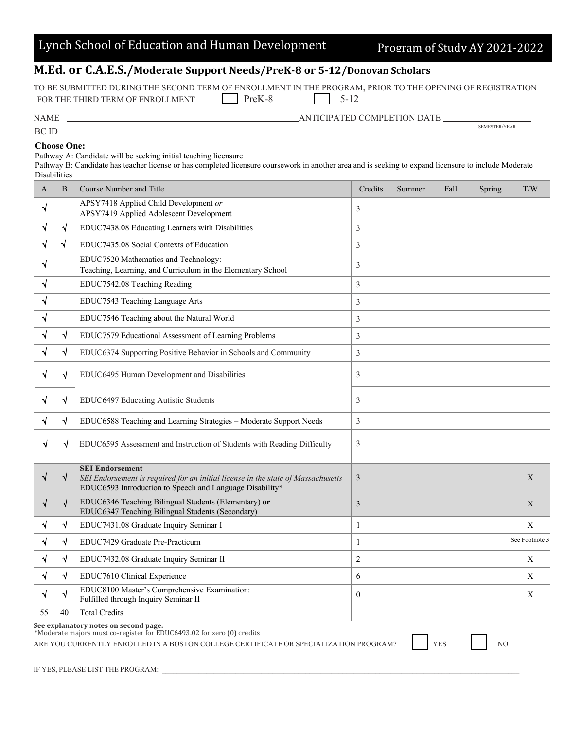Lynch School of Education and Human Development — Program of Study AY 2021-2022

# M.Ed. or C.A.E.S./Moderate Support Needs/PreK-8 or 5-12/Donovan Scholars

TO BE SUBMITTED DURING THE SECOND TERM OF ENROLLMENT IN THE PROGRAM, PRIOR TO THE OPENING OF REGISTRATION FOR THE THIRD TERM OF ENROLLMENT ____ PreK-8 ____ 5-12

NAME ______________________________ ANTICIPATED COMPLETION DATE ______________ SEMESTER/YEAR

BC ID ______________________________

**Choose One:**

Pathway A: Candidate will be seeking initial teaching licensure

Pathway B: Candidate has teacher license or has completed licensure coursework in another area and is seeking to expand licensure to include Moderate Disabilities

| A | B | Course Number and Title | Credits | Summer | Fall | Spring | T/W |
|---|---|---|---|---|---|---|---|
| √ | | APSY7418 Applied Child Development *or* APSY7419 Applied Adolescent Development | 3 | | | | |
| √ | √ | EDUC7438.08 Educating Learners with Disabilities | 3 | | | | |
| √ | √ | EDUC7435.08 Social Contexts of Education | 3 | | | | |
| √ | | EDUC7520 Mathematics and Technology: Teaching, Learning, and Curriculum in the Elementary School | 3 | | | | |
| √ | | EDUC7542.08 Teaching Reading | 3 | | | | |
| √ | | EDUC7543 Teaching Language Arts | 3 | | | | |
| √ | | EDUC7546 Teaching about the Natural World | 3 | | | | |
| √ | √ | EDUC7579 Educational Assessment of Learning Problems | 3 | | | | |
| √ | √ | EDUC6374 Supporting Positive Behavior in Schools and Community | 3 | | | | |
| √ | √ | EDUC6495 Human Development and Disabilities | 3 | | | | |
| √ | √ | EDUC6497 Educating Autistic Students | 3 | | | | |
| √ | √ | EDUC6588 Teaching and Learning Strategies – Moderate Support Needs | 3 | | | | |
| √ | √ | EDUC6595 Assessment and Instruction of Students with Reading Difficulty | 3 | | | | |
| √ | √ | **SEI Endorsement** *SEI Endorsement is required for an initial license in the state of Massachusetts* EDUC6593 Introduction to Speech and Language Disability* | 3 | | | | X |
| √ | √ | EDUC6346 Teaching Bilingual Students (Elementary) **or** EDUC6347 Teaching Bilingual Students (Secondary) | 3 | | | | X |
| √ | √ | EDUC7431.08 Graduate Inquiry Seminar I | 1 | | | | X |
| √ | √ | EDUC7429 Graduate Pre-Practicum | 1 | | | | See Footnote 3 |
| √ | √ | EDUC7432.08 Graduate Inquiry Seminar II | 2 | | | | X |
| √ | √ | EDUC7610 Clinical Experience | 6 | | | | X |
| √ | √ | EDUC8100 Master's Comprehensive Examination: Fulfilled through Inquiry Seminar II | 0 | | | | X |
| 55 | 40 | Total Credits | | | | | |

**See explanatory notes on second page.**

*Moderate majors must co-register for EDUC6493.02 for zero (0) credits

ARE YOU CURRENTLY ENROLLED IN A BOSTON COLLEGE CERTIFICATE OR SPECIALIZATION PROGRAM? ☐ YES ☐ NO

IF YES, PLEASE LIST THE PROGRAM: ______________________________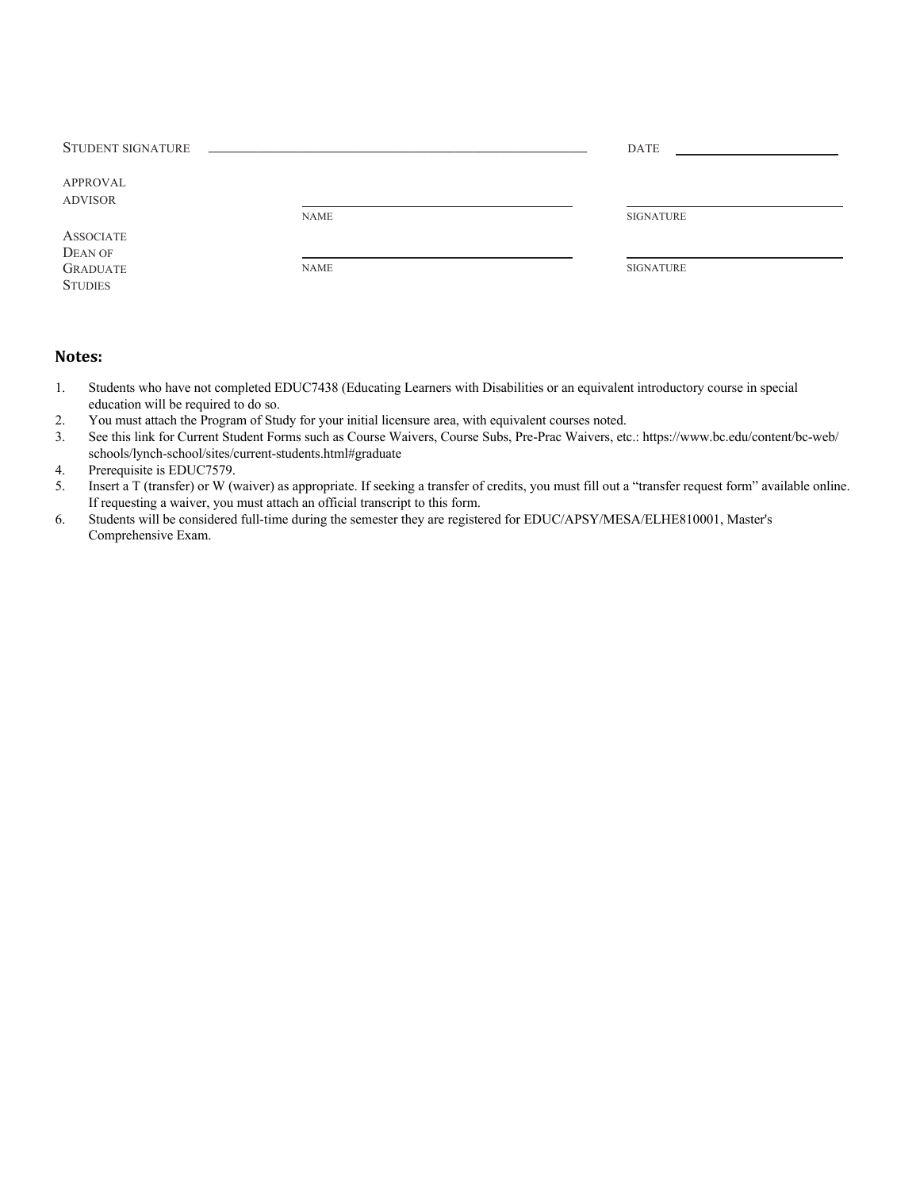STUDENT SIGNATURE ______________________________ DATE ______________

| | | |
|---|---|---|
| APPROVAL ADVISOR | NAME | SIGNATURE |
| ASSOCIATE DEAN OF GRADUATE STUDIES | NAME | SIGNATURE |

## Notes:

1. Students who have not completed EDUC7438 (Educating Learners with Disabilities or an equivalent introductory course in special education will be required to do so.
2. You must attach the Program of Study for your initial licensure area, with equivalent courses noted.
3. See this link for Current Student Forms such as Course Waivers, Course Subs, Pre-Prac Waivers, etc.: https://www.bc.edu/content/bc-web/schools/lynch-school/sites/current-students.html#graduate
4. Prerequisite is EDUC7579.
5. Insert a T (transfer) or W (waiver) as appropriate. If seeking a transfer of credits, you must fill out a "transfer request form" available online. If requesting a waiver, you must attach an official transcript to this form.
6. Students will be considered full-time during the semester they are registered for EDUC/APSY/MESA/ELHE810001, Master's Comprehensive Exam.